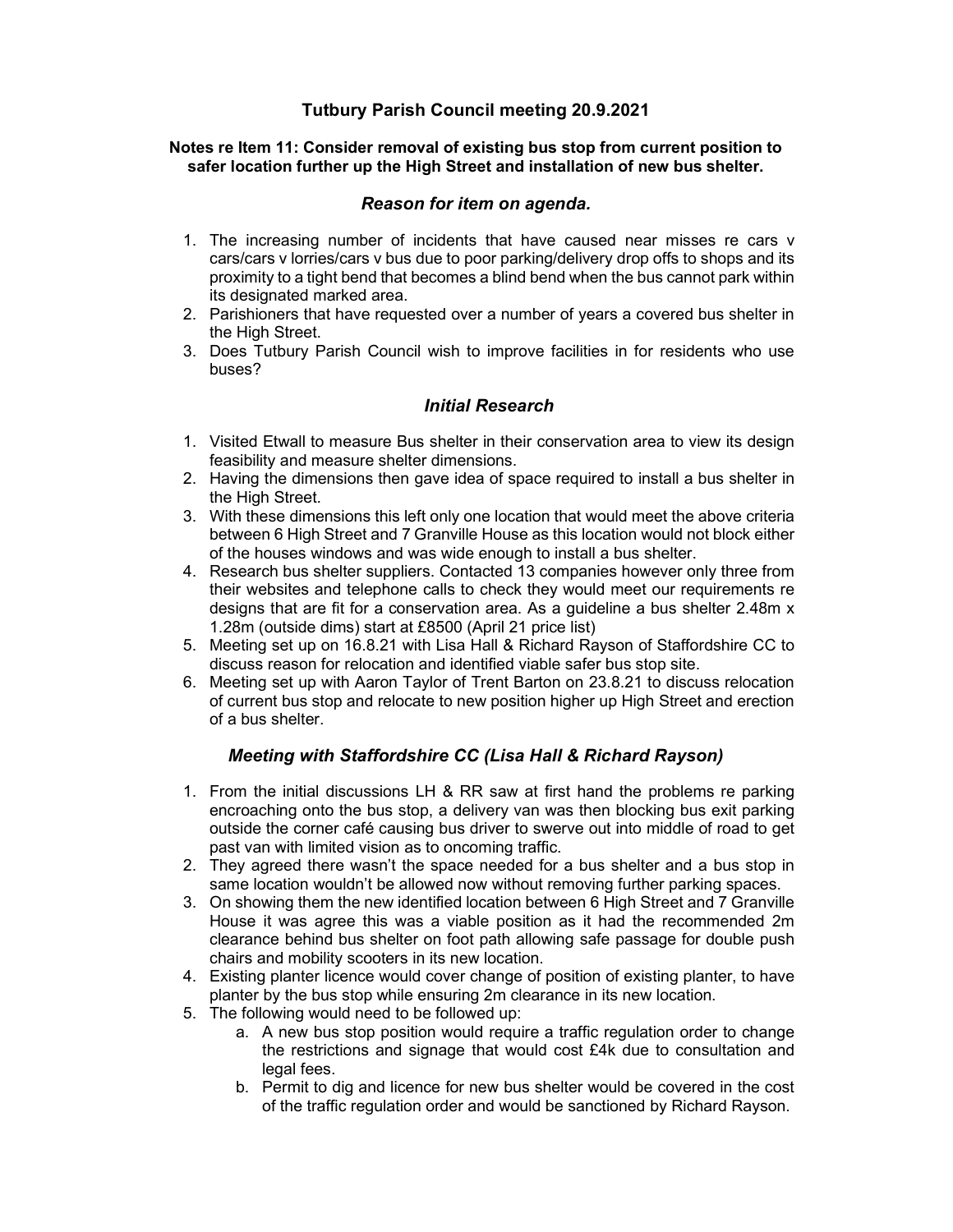# Tutbury Parish Council meeting 20.9.2021

**Notes re Item 11: Consider removal of existing bus stop from current position to safer location further up the High Street and installation of new bus shelter.**

## *Reason for item on agenda.*

1. The increasing number of incidents that have caused near misses re cars v cars/cars v lorries/cars v bus due to poor parking/delivery drop offs to shops and its proximity to a tight bend that becomes a blind bend when the bus cannot park within its designated marked area.
2. Parishioners that have requested over a number of years a covered bus shelter in the High Street.
3. Does Tutbury Parish Council wish to improve facilities in for residents who use buses?

## *Initial Research*

1. Visited Etwall to measure Bus shelter in their conservation area to view its design feasibility and measure shelter dimensions.
2. Having the dimensions then gave idea of space required to install a bus shelter in the High Street.
3. With these dimensions this left only one location that would meet the above criteria between 6 High Street and 7 Granville House as this location would not block either of the houses windows and was wide enough to install a bus shelter.
4. Research bus shelter suppliers. Contacted 13 companies however only three from their websites and telephone calls to check they would meet our requirements re designs that are fit for a conservation area. As a guideline a bus shelter 2.48m x 1.28m (outside dims) start at £8500 (April 21 price list)
5. Meeting set up on 16.8.21 with Lisa Hall & Richard Rayson of Staffordshire CC to discuss reason for relocation and identified viable safer bus stop site.
6. Meeting set up with Aaron Taylor of Trent Barton on 23.8.21 to discuss relocation of current bus stop and relocate to new position higher up High Street and erection of a bus shelter.

## *Meeting with Staffordshire CC (Lisa Hall & Richard Rayson)*

1. From the initial discussions LH & RR saw at first hand the problems re parking encroaching onto the bus stop, a delivery van was then blocking bus exit parking outside the corner café causing bus driver to swerve out into middle of road to get past van with limited vision as to oncoming traffic.
2. They agreed there wasn't the space needed for a bus shelter and a bus stop in same location wouldn't be allowed now without removing further parking spaces.
3. On showing them the new identified location between 6 High Street and 7 Granville House it was agree this was a viable position as it had the recommended 2m clearance behind bus shelter on foot path allowing safe passage for double push chairs and mobility scooters in its new location.
4. Existing planter licence would cover change of position of existing planter, to have planter by the bus stop while ensuring 2m clearance in its new location.
5. The following would need to be followed up:
   a. A new bus stop position would require a traffic regulation order to change the restrictions and signage that would cost £4k due to consultation and legal fees.
   b. Permit to dig and licence for new bus shelter would be covered in the cost of the traffic regulation order and would be sanctioned by Richard Rayson.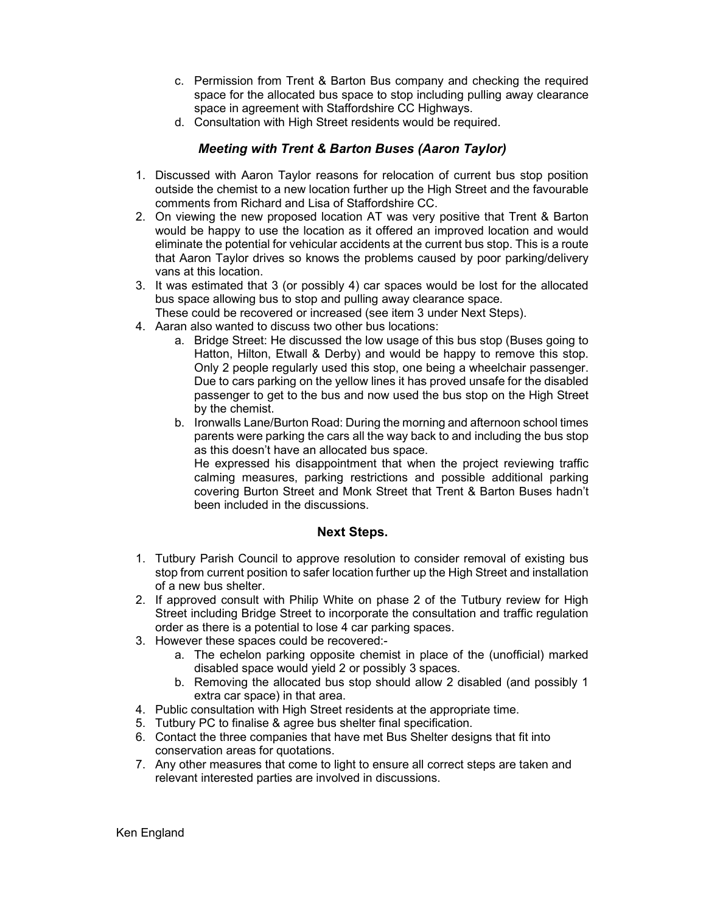c. Permission from Trent & Barton Bus company and checking the required space for the allocated bus space to stop including pulling away clearance space in agreement with Staffordshire CC Highways.
d. Consultation with High Street residents would be required.

### *Meeting with Trent & Barton Buses (Aaron Taylor)*

1. Discussed with Aaron Taylor reasons for relocation of current bus stop position outside the chemist to a new location further up the High Street and the favourable comments from Richard and Lisa of Staffordshire CC.
2. On viewing the new proposed location AT was very positive that Trent & Barton would be happy to use the location as it offered an improved location and would eliminate the potential for vehicular accidents at the current bus stop. This is a route that Aaron Taylor drives so knows the problems caused by poor parking/delivery vans at this location.
3. It was estimated that 3 (or possibly 4) car spaces would be lost for the allocated bus space allowing bus to stop and pulling away clearance space.
   These could be recovered or increased (see item 3 under Next Steps).
4. Aaran also wanted to discuss two other bus locations:
   a. Bridge Street: He discussed the low usage of this bus stop (Buses going to Hatton, Hilton, Etwall & Derby) and would be happy to remove this stop. Only 2 people regularly used this stop, one being a wheelchair passenger. Due to cars parking on the yellow lines it has proved unsafe for the disabled passenger to get to the bus and now used the bus stop on the High Street by the chemist.
   b. Ironwalls Lane/Burton Road: During the morning and afternoon school times parents were parking the cars all the way back to and including the bus stop as this doesn't have an allocated bus space.
      He expressed his disappointment that when the project reviewing traffic calming measures, parking restrictions and possible additional parking covering Burton Street and Monk Street that Trent & Barton Buses hadn't been included in the discussions.

### Next Steps.

1. Tutbury Parish Council to approve resolution to consider removal of existing bus stop from current position to safer location further up the High Street and installation of a new bus shelter.
2. If approved consult with Philip White on phase 2 of the Tutbury review for High Street including Bridge Street to incorporate the consultation and traffic regulation order as there is a potential to lose 4 car parking spaces.
3. However these spaces could be recovered:-
   a. The echelon parking opposite chemist in place of the (unofficial) marked disabled space would yield 2 or possibly 3 spaces.
   b. Removing the allocated bus stop should allow 2 disabled (and possibly 1 extra car space) in that area.
4. Public consultation with High Street residents at the appropriate time.
5. Tutbury PC to finalise & agree bus shelter final specification.
6. Contact the three companies that have met Bus Shelter designs that fit into conservation areas for quotations.
7. Any other measures that come to light to ensure all correct steps are taken and relevant interested parties are involved in discussions.

Ken England